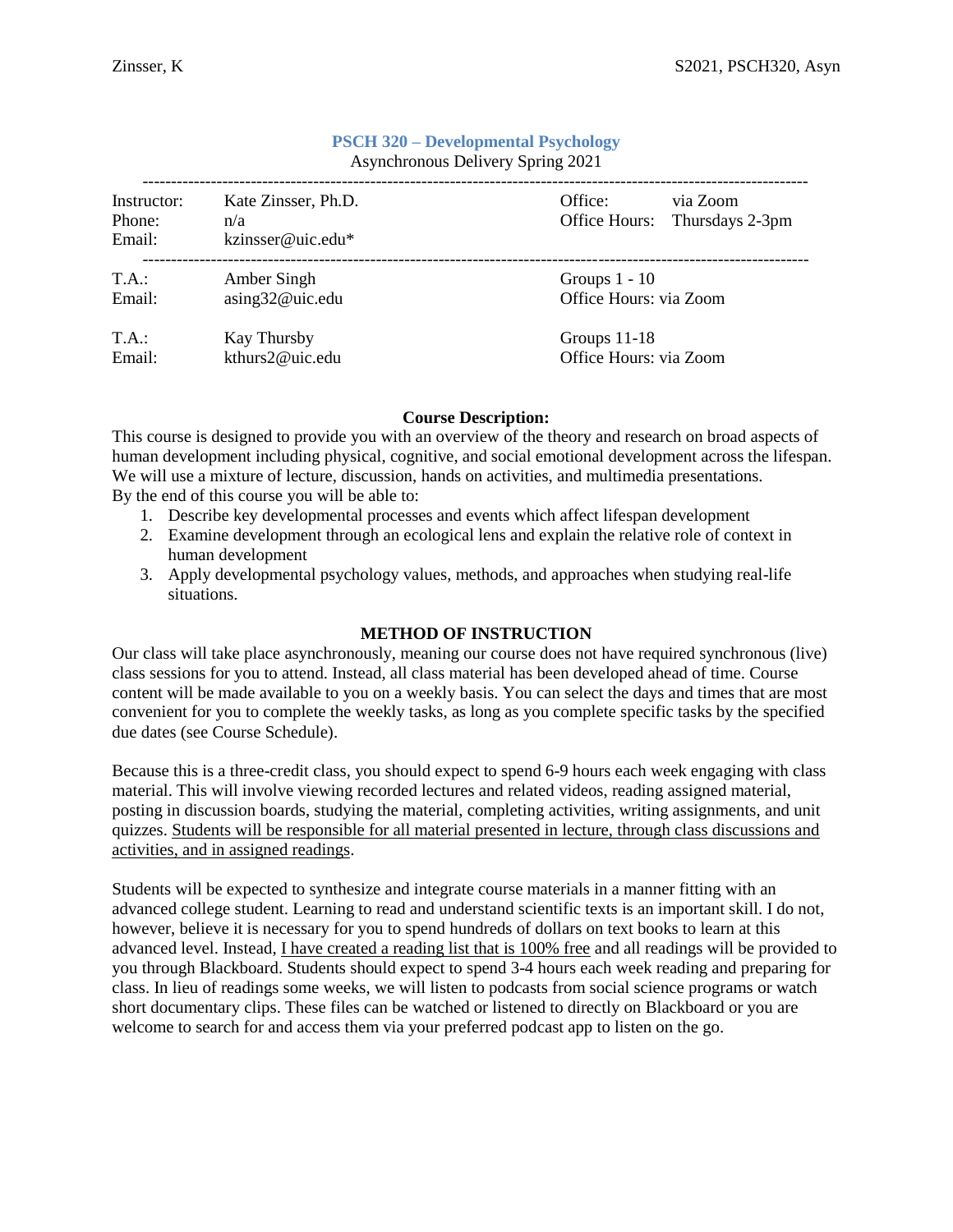# PSCH 320 – Developmental Psychology

Asynchronous Delivery Spring 2021

| | | | |
|---|---|---|---|
| Instructor: | Kate Zinsser, Ph.D. | Office: | via Zoom |
| Phone: | n/a | Office Hours: | Thursdays 2-3pm |
| Email: | kzinsser@uic.edu* | | |

| | | |
|---|---|---|
| T.A.: | Amber Singh | Groups 1 - 10 |
| Email: | asing32@uic.edu | Office Hours: via Zoom |
| T.A.: | Kay Thursby | Groups 11-18 |
| Email: | kthurs2@uic.edu | Office Hours: via Zoom |

**Course Description:**

This course is designed to provide you with an overview of the theory and research on broad aspects of human development including physical, cognitive, and social emotional development across the lifespan. We will use a mixture of lecture, discussion, hands on activities, and multimedia presentations.
By the end of this course you will be able to:

1. Describe key developmental processes and events which affect lifespan development
2. Examine development through an ecological lens and explain the relative role of context in human development
3. Apply developmental psychology values, methods, and approaches when studying real-life situations.

**METHOD OF INSTRUCTION**

Our class will take place asynchronously, meaning our course does not have required synchronous (live) class sessions for you to attend. Instead, all class material has been developed ahead of time. Course content will be made available to you on a weekly basis. You can select the days and times that are most convenient for you to complete the weekly tasks, as long as you complete specific tasks by the specified due dates (see Course Schedule).

Because this is a three-credit class, you should expect to spend 6-9 hours each week engaging with class material. This will involve viewing recorded lectures and related videos, reading assigned material, posting in discussion boards, studying the material, completing activities, writing assignments, and unit quizzes. <u>Students will be responsible for all material presented in lecture, through class discussions and activities, and in assigned readings</u>.

Students will be expected to synthesize and integrate course materials in a manner fitting with an advanced college student. Learning to read and understand scientific texts is an important skill. I do not, however, believe it is necessary for you to spend hundreds of dollars on text books to learn at this advanced level. Instead, <u>I have created a reading list that is 100% free</u> and all readings will be provided to you through Blackboard. Students should expect to spend 3-4 hours each week reading and preparing for class. In lieu of readings some weeks, we will listen to podcasts from social science programs or watch short documentary clips. These files can be watched or listened to directly on Blackboard or you are welcome to search for and access them via your preferred podcast app to listen on the go.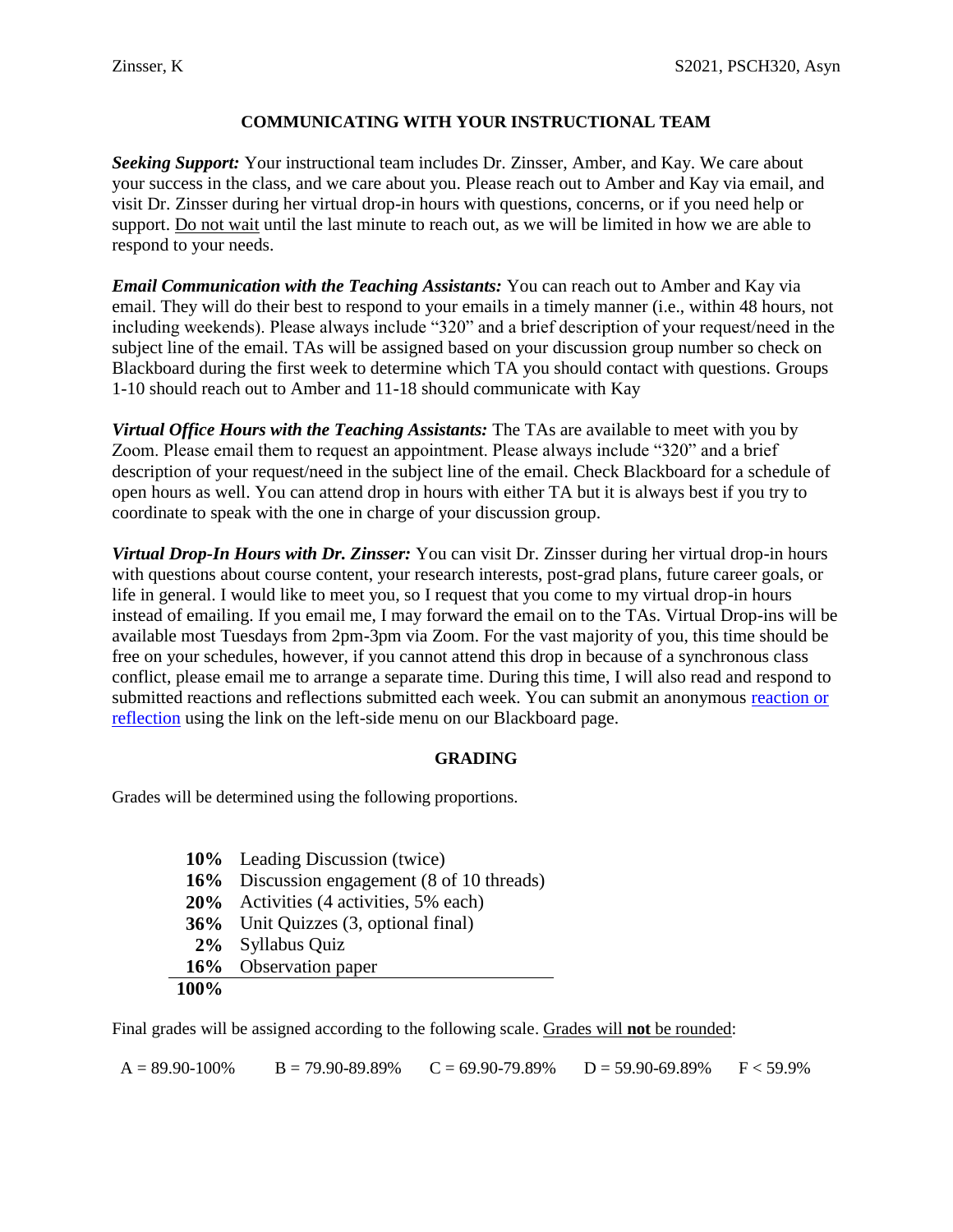## COMMUNICATING WITH YOUR INSTRUCTIONAL TEAM

***Seeking Support:*** Your instructional team includes Dr. Zinsser, Amber, and Kay. We care about your success in the class, and we care about you. Please reach out to Amber and Kay via email, and visit Dr. Zinsser during her virtual drop-in hours with questions, concerns, or if you need help or support. Do not wait until the last minute to reach out, as we will be limited in how we are able to respond to your needs.

***Email Communication with the Teaching Assistants:*** You can reach out to Amber and Kay via email. They will do their best to respond to your emails in a timely manner (i.e., within 48 hours, not including weekends). Please always include "320" and a brief description of your request/need in the subject line of the email. TAs will be assigned based on your discussion group number so check on Blackboard during the first week to determine which TA you should contact with questions. Groups 1-10 should reach out to Amber and 11-18 should communicate with Kay

***Virtual Office Hours with the Teaching Assistants:*** The TAs are available to meet with you by Zoom. Please email them to request an appointment. Please always include "320" and a brief description of your request/need in the subject line of the email. Check Blackboard for a schedule of open hours as well. You can attend drop in hours with either TA but it is always best if you try to coordinate to speak with the one in charge of your discussion group.

***Virtual Drop-In Hours with Dr. Zinsser:*** You can visit Dr. Zinsser during her virtual drop-in hours with questions about course content, your research interests, post-grad plans, future career goals, or life in general. I would like to meet you, so I request that you come to my virtual drop-in hours instead of emailing. If you email me, I may forward the email on to the TAs. Virtual Drop-ins will be available most Tuesdays from 2pm-3pm via Zoom. For the vast majority of you, this time should be free on your schedules, however, if you cannot attend this drop in because of a synchronous class conflict, please email me to arrange a separate time. During this time, I will also read and respond to submitted reactions and reflections submitted each week. You can submit an anonymous reaction or reflection using the link on the left-side menu on our Blackboard page.

## GRADING

Grades will be determined using the following proportions.

| | |
|---|---|
| **10%** | Leading Discussion (twice) |
| **16%** | Discussion engagement (8 of 10 threads) |
| **20%** | Activities (4 activities, 5% each) |
| **36%** | Unit Quizzes (3, optional final) |
| **2%** | Syllabus Quiz |
| **16%** | Observation paper |
| **100%** | |

Final grades will be assigned according to the following scale. Grades will **not** be rounded:

A = 89.90-100% B = 79.90-89.89% C = 69.90-79.89% D = 59.90-69.89% F < 59.9%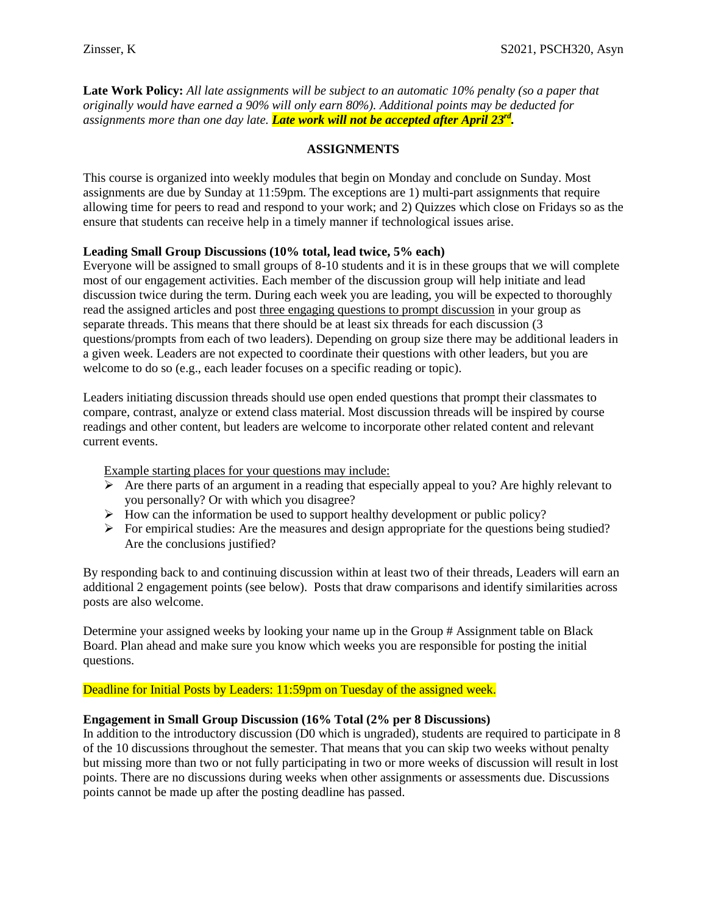**Late Work Policy:** *All late assignments will be subject to an automatic 10% penalty (so a paper that originally would have earned a 90% will only earn 80%). Additional points may be deducted for assignments more than one day late.* ***Late work will not be accepted after April 23rd.***

## ASSIGNMENTS

This course is organized into weekly modules that begin on Monday and conclude on Sunday. Most assignments are due by Sunday at 11:59pm. The exceptions are 1) multi-part assignments that require allowing time for peers to read and respond to your work; and 2) Quizzes which close on Fridays so as the ensure that students can receive help in a timely manner if technological issues arise.

### Leading Small Group Discussions (10% total, lead twice, 5% each)

Everyone will be assigned to small groups of 8-10 students and it is in these groups that we will complete most of our engagement activities. Each member of the discussion group will help initiate and lead discussion twice during the term. During each week you are leading, you will be expected to thoroughly read the assigned articles and post three engaging questions to prompt discussion in your group as separate threads. This means that there should be at least six threads for each discussion (3 questions/prompts from each of two leaders). Depending on group size there may be additional leaders in a given week. Leaders are not expected to coordinate their questions with other leaders, but you are welcome to do so (e.g., each leader focuses on a specific reading or topic).

Leaders initiating discussion threads should use open ended questions that prompt their classmates to compare, contrast, analyze or extend class material. Most discussion threads will be inspired by course readings and other content, but leaders are welcome to incorporate other related content and relevant current events.

Example starting places for your questions may include:

- Are there parts of an argument in a reading that especially appeal to you? Are highly relevant to you personally? Or with which you disagree?
- How can the information be used to support healthy development or public policy?
- For empirical studies: Are the measures and design appropriate for the questions being studied? Are the conclusions justified?

By responding back to and continuing discussion within at least two of their threads, Leaders will earn an additional 2 engagement points (see below). Posts that draw comparisons and identify similarities across posts are also welcome.

Determine your assigned weeks by looking your name up in the Group # Assignment table on Black Board. Plan ahead and make sure you know which weeks you are responsible for posting the initial questions.

Deadline for Initial Posts by Leaders: 11:59pm on Tuesday of the assigned week.

### Engagement in Small Group Discussion (16% Total (2% per 8 Discussions)

In addition to the introductory discussion (D0 which is ungraded), students are required to participate in 8 of the 10 discussions throughout the semester. That means that you can skip two weeks without penalty but missing more than two or not fully participating in two or more weeks of discussion will result in lost points. There are no discussions during weeks when other assignments or assessments due. Discussions points cannot be made up after the posting deadline has passed.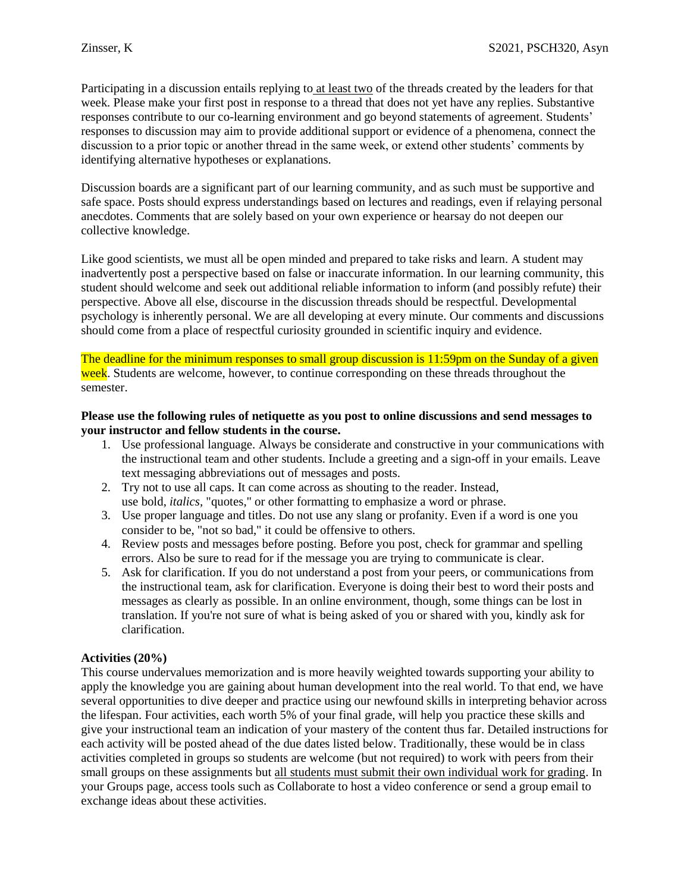Participating in a discussion entails replying to at least two of the threads created by the leaders for that week. Please make your first post in response to a thread that does not yet have any replies. Substantive responses contribute to our co-learning environment and go beyond statements of agreement. Students' responses to discussion may aim to provide additional support or evidence of a phenomena, connect the discussion to a prior topic or another thread in the same week, or extend other students' comments by identifying alternative hypotheses or explanations.

Discussion boards are a significant part of our learning community, and as such must be supportive and safe space. Posts should express understandings based on lectures and readings, even if relaying personal anecdotes. Comments that are solely based on your own experience or hearsay do not deepen our collective knowledge.

Like good scientists, we must all be open minded and prepared to take risks and learn. A student may inadvertently post a perspective based on false or inaccurate information. In our learning community, this student should welcome and seek out additional reliable information to inform (and possibly refute) their perspective. Above all else, discourse in the discussion threads should be respectful. Developmental psychology is inherently personal. We are all developing at every minute. Our comments and discussions should come from a place of respectful curiosity grounded in scientific inquiry and evidence.

The deadline for the minimum responses to small group discussion is 11:59pm on the Sunday of a given week. Students are welcome, however, to continue corresponding on these threads throughout the semester.

**Please use the following rules of netiquette as you post to online discussions and send messages to your instructor and fellow students in the course.**

1. Use professional language. Always be considerate and constructive in your communications with the instructional team and other students. Include a greeting and a sign-off in your emails. Leave text messaging abbreviations out of messages and posts.
2. Try not to use all caps. It can come across as shouting to the reader. Instead, use bold, *italics*, "quotes," or other formatting to emphasize a word or phrase.
3. Use proper language and titles. Do not use any slang or profanity. Even if a word is one you consider to be, "not so bad," it could be offensive to others.
4. Review posts and messages before posting. Before you post, check for grammar and spelling errors. Also be sure to read for if the message you are trying to communicate is clear.
5. Ask for clarification. If you do not understand a post from your peers, or communications from the instructional team, ask for clarification. Everyone is doing their best to word their posts and messages as clearly as possible. In an online environment, though, some things can be lost in translation. If you're not sure of what is being asked of you or shared with you, kindly ask for clarification.

**Activities (20%)**

This course undervalues memorization and is more heavily weighted towards supporting your ability to apply the knowledge you are gaining about human development into the real world. To that end, we have several opportunities to dive deeper and practice using our newfound skills in interpreting behavior across the lifespan. Four activities, each worth 5% of your final grade, will help you practice these skills and give your instructional team an indication of your mastery of the content thus far. Detailed instructions for each activity will be posted ahead of the due dates listed below. Traditionally, these would be in class activities completed in groups so students are welcome (but not required) to work with peers from their small groups on these assignments but all students must submit their own individual work for grading. In your Groups page, access tools such as Collaborate to host a video conference or send a group email to exchange ideas about these activities.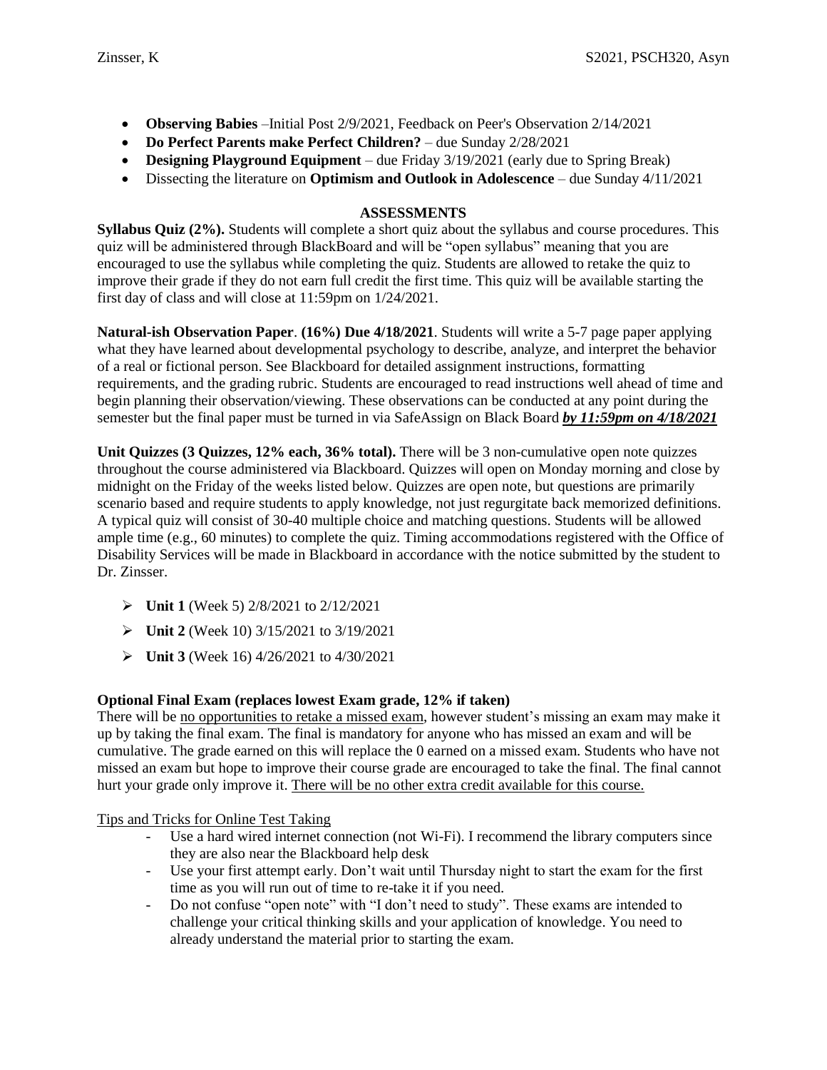- **Observing Babies** –Initial Post 2/9/2021, Feedback on Peer's Observation 2/14/2021
- **Do Perfect Parents make Perfect Children?** – due Sunday 2/28/2021
- **Designing Playground Equipment** – due Friday 3/19/2021 (early due to Spring Break)
- Dissecting the literature on **Optimism and Outlook in Adolescence** – due Sunday 4/11/2021

## ASSESSMENTS

**Syllabus Quiz (2%).** Students will complete a short quiz about the syllabus and course procedures. This quiz will be administered through BlackBoard and will be "open syllabus" meaning that you are encouraged to use the syllabus while completing the quiz. Students are allowed to retake the quiz to improve their grade if they do not earn full credit the first time. This quiz will be available starting the first day of class and will close at 11:59pm on 1/24/2021.

**Natural-ish Observation Paper**. **(16%) Due 4/18/2021**. Students will write a 5-7 page paper applying what they have learned about developmental psychology to describe, analyze, and interpret the behavior of a real or fictional person. See Blackboard for detailed assignment instructions, formatting requirements, and the grading rubric. Students are encouraged to read instructions well ahead of time and begin planning their observation/viewing. These observations can be conducted at any point during the semester but the final paper must be turned in via SafeAssign on Black Board ***by 11:59pm on 4/18/2021***

**Unit Quizzes (3 Quizzes, 12% each, 36% total).** There will be 3 non-cumulative open note quizzes throughout the course administered via Blackboard. Quizzes will open on Monday morning and close by midnight on the Friday of the weeks listed below. Quizzes are open note, but questions are primarily scenario based and require students to apply knowledge, not just regurgitate back memorized definitions. A typical quiz will consist of 30-40 multiple choice and matching questions. Students will be allowed ample time (e.g., 60 minutes) to complete the quiz. Timing accommodations registered with the Office of Disability Services will be made in Blackboard in accordance with the notice submitted by the student to Dr. Zinsser.

- **Unit 1** (Week 5) 2/8/2021 to 2/12/2021
- **Unit 2** (Week 10) 3/15/2021 to 3/19/2021
- **Unit 3** (Week 16) 4/26/2021 to 4/30/2021

**Optional Final Exam (replaces lowest Exam grade, 12% if taken)**

There will be no opportunities to retake a missed exam, however student's missing an exam may make it up by taking the final exam. The final is mandatory for anyone who has missed an exam and will be cumulative. The grade earned on this will replace the 0 earned on a missed exam. Students who have not missed an exam but hope to improve their course grade are encouraged to take the final. The final cannot hurt your grade only improve it. There will be no other extra credit available for this course.

Tips and Tricks for Online Test Taking

- Use a hard wired internet connection (not Wi-Fi). I recommend the library computers since they are also near the Blackboard help desk
- Use your first attempt early. Don't wait until Thursday night to start the exam for the first time as you will run out of time to re-take it if you need.
- Do not confuse "open note" with "I don't need to study". These exams are intended to challenge your critical thinking skills and your application of knowledge. You need to already understand the material prior to starting the exam.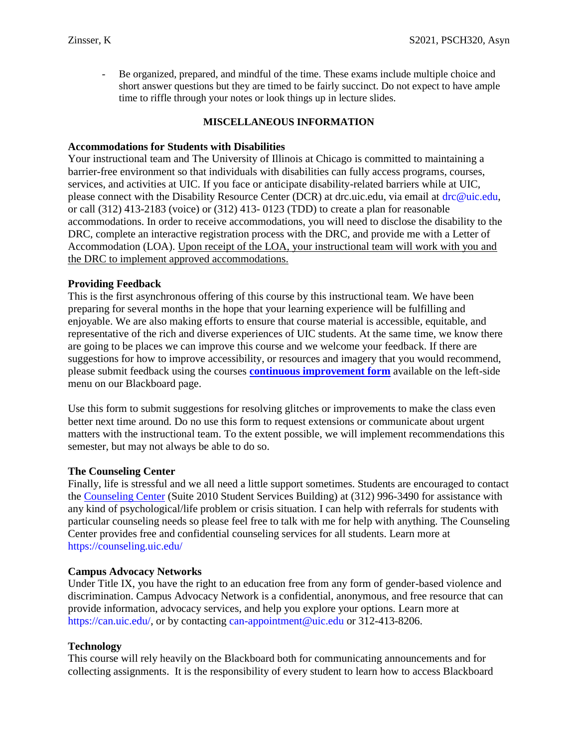- Be organized, prepared, and mindful of the time. These exams include multiple choice and short answer questions but they are timed to be fairly succinct. Do not expect to have ample time to riffle through your notes or look things up in lecture slides.

## MISCELLANEOUS INFORMATION

**Accommodations for Students with Disabilities**

Your instructional team and The University of Illinois at Chicago is committed to maintaining a barrier-free environment so that individuals with disabilities can fully access programs, courses, services, and activities at UIC. If you face or anticipate disability-related barriers while at UIC, please connect with the Disability Resource Center (DCR) at drc.uic.edu, via email at drc@uic.edu, or call (312) 413-2183 (voice) or (312) 413- 0123 (TDD) to create a plan for reasonable accommodations. In order to receive accommodations, you will need to disclose the disability to the DRC, complete an interactive registration process with the DRC, and provide me with a Letter of Accommodation (LOA). Upon receipt of the LOA, your instructional team will work with you and the DRC to implement approved accommodations.

**Providing Feedback**

This is the first asynchronous offering of this course by this instructional team. We have been preparing for several months in the hope that your learning experience will be fulfilling and enjoyable. We are also making efforts to ensure that course material is accessible, equitable, and representative of the rich and diverse experiences of UIC students. At the same time, we know there are going to be places we can improve this course and we welcome your feedback. If there are suggestions for how to improve accessibility, or resources and imagery that you would recommend, please submit feedback using the courses **continuous improvement form** available on the left-side menu on our Blackboard page.

Use this form to submit suggestions for resolving glitches or improvements to make the class even better next time around. Do no use this form to request extensions or communicate about urgent matters with the instructional team. To the extent possible, we will implement recommendations this semester, but may not always be able to do so.

**The Counseling Center**

Finally, life is stressful and we all need a little support sometimes. Students are encouraged to contact the Counseling Center (Suite 2010 Student Services Building) at (312) 996-3490 for assistance with any kind of psychological/life problem or crisis situation. I can help with referrals for students with particular counseling needs so please feel free to talk with me for help with anything. The Counseling Center provides free and confidential counseling services for all students. Learn more at https://counseling.uic.edu/

**Campus Advocacy Networks**

Under Title IX, you have the right to an education free from any form of gender-based violence and discrimination. Campus Advocacy Network is a confidential, anonymous, and free resource that can provide information, advocacy services, and help you explore your options. Learn more at https://can.uic.edu/, or by contacting can-appointment@uic.edu or 312-413-8206.

**Technology**

This course will rely heavily on the Blackboard both for communicating announcements and for collecting assignments. It is the responsibility of every student to learn how to access Blackboard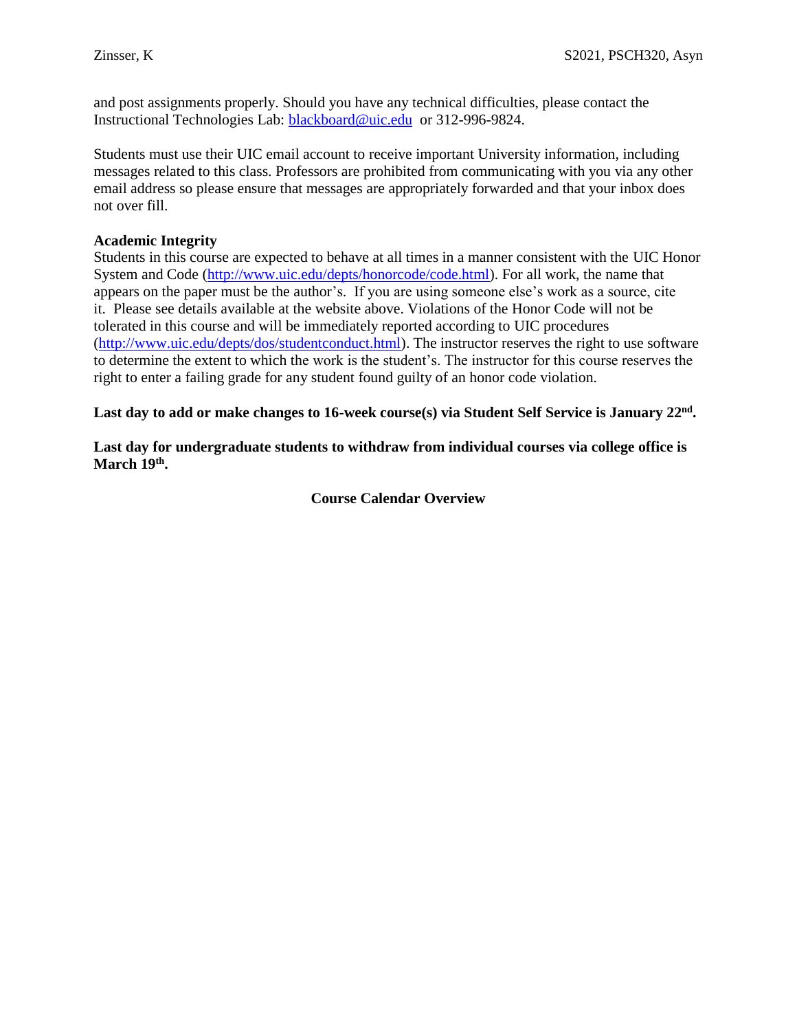and post assignments properly. Should you have any technical difficulties, please contact the Instructional Technologies Lab: [blackboard@uic.edu](mailto:blackboard@uic.edu) or 312-996-9824.

Students must use their UIC email account to receive important University information, including messages related to this class. Professors are prohibited from communicating with you via any other email address so please ensure that messages are appropriately forwarded and that your inbox does not over fill.

**Academic Integrity**

Students in this course are expected to behave at all times in a manner consistent with the UIC Honor System and Code (http://www.uic.edu/depts/honorcode/code.html). For all work, the name that appears on the paper must be the author's. If you are using someone else's work as a source, cite it. Please see details available at the website above. Violations of the Honor Code will not be tolerated in this course and will be immediately reported according to UIC procedures (http://www.uic.edu/depts/dos/studentconduct.html). The instructor reserves the right to use software to determine the extent to which the work is the student's. The instructor for this course reserves the right to enter a failing grade for any student found guilty of an honor code violation.

**Last day to add or make changes to 16-week course(s) via Student Self Service is January 22nd.**

**Last day for undergraduate students to withdraw from individual courses via college office is March 19th.**

**Course Calendar Overview**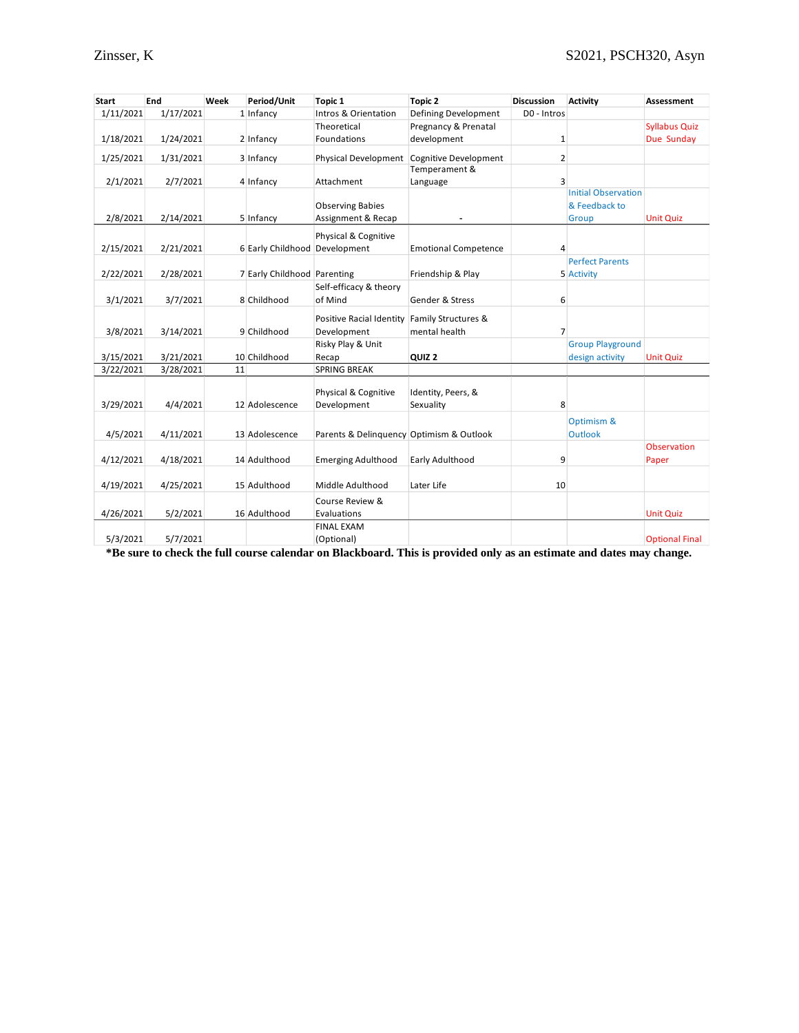| Start | End | Week | Period/Unit | Topic 1 | Topic 2 | Discussion | Activity | Assessment |
|---|---|---|---|---|---|---|---|---|
| 1/11/2021 | 1/17/2021 | 1 | Infancy | Intros & Orientation | Defining Development | D0 - Intros | | |
| 1/18/2021 | 1/24/2021 | 2 | Infancy | Theoretical Foundations | Pregnancy & Prenatal development | 1 | | Syllabus Quiz Due Sunday |
| 1/25/2021 | 1/31/2021 | 3 | Infancy | Physical Development | Cognitive Development | 2 | | |
| 2/1/2021 | 2/7/2021 | 4 | Infancy | Attachment | Temperament & Language | 3 | | |
| 2/8/2021 | 2/14/2021 | 5 | Infancy | Observing Babies Assignment & Recap | - | | Initial Observation & Feedback to Group | Unit Quiz |
| 2/15/2021 | 2/21/2021 | 6 | Early Childhood | Physical & Cognitive Development | Emotional Competence | 4 | | |
| 2/22/2021 | 2/28/2021 | 7 | Early Childhood | Parenting | Friendship & Play | 5 | Perfect Parents Activity | |
| 3/1/2021 | 3/7/2021 | 8 | Childhood | Self-efficacy & theory of Mind | Gender & Stress | 6 | | |
| 3/8/2021 | 3/14/2021 | 9 | Childhood | Positive Racial Identity Development | Family Structures & mental health | 7 | | |
| 3/15/2021 | 3/21/2021 | 10 | Childhood | Risky Play & Unit Recap | **QUIZ 2** | | Group Playground design activity | Unit Quiz |
| 3/22/2021 | 3/28/2021 | 11 | | SPRING BREAK | | | | |
| 3/29/2021 | 4/4/2021 | 12 | Adolescence | Physical & Cognitive Development | Identity, Peers, & Sexuality | 8 | | |
| 4/5/2021 | 4/11/2021 | 13 | Adolescence | Parents & Delinquency | Optimism & Outlook | | Optimism & Outlook | |
| 4/12/2021 | 4/18/2021 | 14 | Adulthood | Emerging Adulthood | Early Adulthood | 9 | | Observation Paper |
| 4/19/2021 | 4/25/2021 | 15 | Adulthood | Middle Adulthood | Later Life | 10 | | |
| 4/26/2021 | 5/2/2021 | 16 | Adulthood | Course Review & Evaluations | | | | Unit Quiz |
| 5/3/2021 | 5/7/2021 | | | FINAL EXAM (Optional) | | | | Optional Final |

**\*Be sure to check the full course calendar on Blackboard. This is provided only as an estimate and dates may change.**